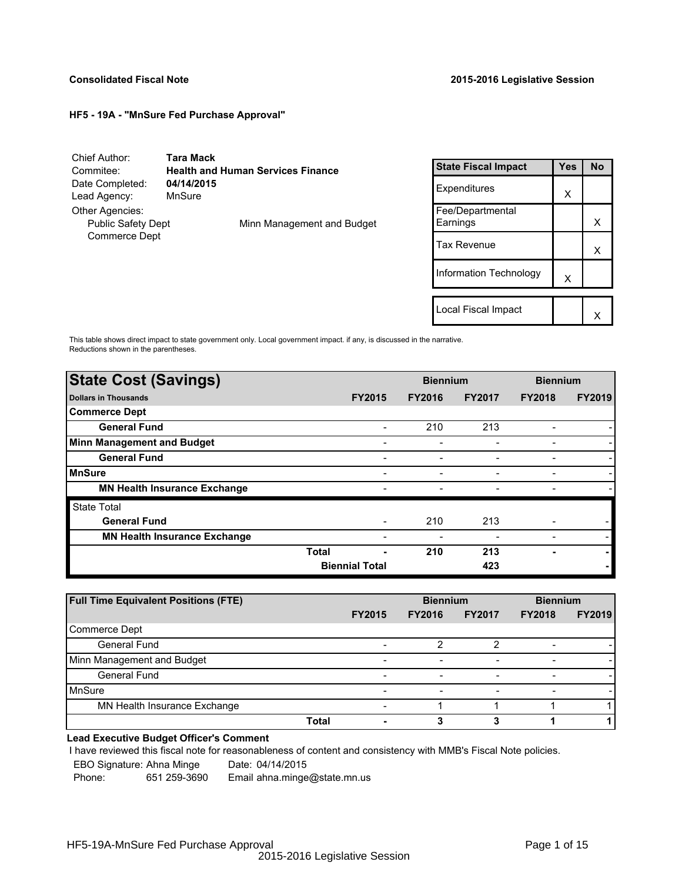**Consolidated Fiscal Note** **2015-2016 Legislative Session**

**HF5 - 19A - "MnSure Fed Purchase Approval"**

| | |
|---|---|
| Chief Author: | **Tara Mack** |
| Commitee: | **Health and Human Services Finance** |
| Date Completed: | **04/14/2015** |
| Lead Agency: | MnSure |
| Other Agencies: | |
| Public Safety Dept | Minn Management and Budget |
| Commerce Dept | |

| State Fiscal Impact | Yes | No |
|---|---|---|
| Expenditures | X | |
| Fee/Departmental Earnings | | X |
| Tax Revenue | | X |
| Information Technology | X | |
| Local Fiscal Impact | | X |

This table shows direct impact to state government only. Local government impact. if any, is discussed in the narrative. Reductions shown in the parentheses.

| State Cost (Savings) | | Biennium | | Biennium | |
|---|---|---|---|---|---|
| Dollars in Thousands | FY2015 | FY2016 | FY2017 | FY2018 | FY2019 |
| **Commerce Dept** | | | | | |
| **General Fund** | - | 210 | 213 | - | - |
| **Minn Management and Budget** | - | - | - | - | - |
| **General Fund** | - | - | - | - | - |
| **MnSure** | - | - | - | - | - |
| **MN Health Insurance Exchange** | - | - | - | - | - |
| State Total | | | | | |
| **General Fund** | - | 210 | 213 | - | - |
| **MN Health Insurance Exchange** | - | - | - | - | - |
| **Total** | **-** | **210** | **213** | **-** | **-** |
| **Biennial Total** | | | **423** | | **-** |

| Full Time Equivalent Positions (FTE) | | Biennium | | Biennium | |
|---|---|---|---|---|---|
| | FY2015 | FY2016 | FY2017 | FY2018 | FY2019 |
| Commerce Dept | | | | | |
| General Fund | - | 2 | 2 | - | - |
| Minn Management and Budget | - | - | - | - | - |
| General Fund | - | - | - | - | - |
| MnSure | - | - | - | - | - |
| MN Health Insurance Exchange | - | 1 | 1 | 1 | 1 |
| **Total** | **-** | **3** | **3** | **1** | **1** |

**Lead Executive Budget Officer's Comment**

I have reviewed this fiscal note for reasonableness of content and consistency with MMB's Fiscal Note policies.

EBO Signature: Ahna Minge Date: 04/14/2015

Phone: 651 259-3690 Email ahna.minge@state.mn.us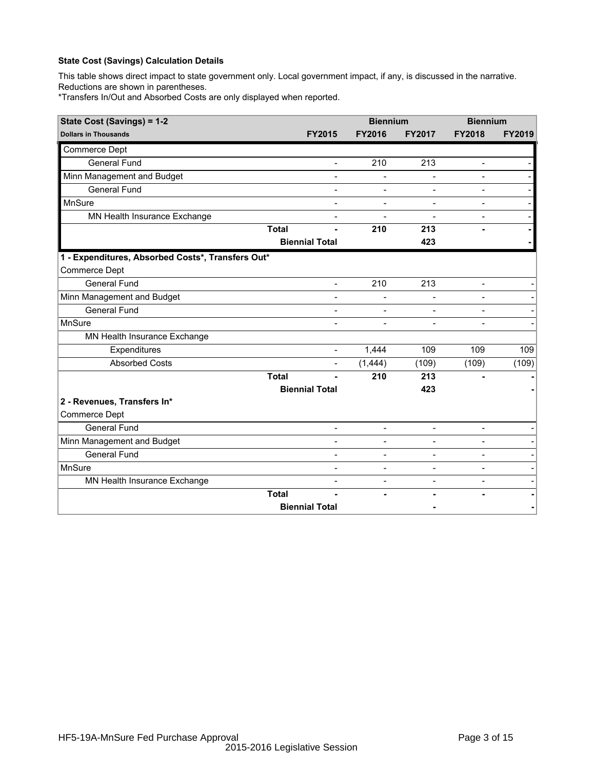**State Cost (Savings) Calculation Details**

This table shows direct impact to state government only. Local government impact, if any, is discussed in the narrative. Reductions are shown in parentheses.
*Transfers In/Out and Absorbed Costs are only displayed when reported.

| State Cost (Savings) = 1-2 | | | Biennium | | Biennium | |
|---|---|---|---|---|---|---|
| Dollars in Thousands | | FY2015 | FY2016 | FY2017 | FY2018 | FY2019 |
| Commerce Dept | | | | | | |
| General Fund | | - | 210 | 213 | - | - |
| Minn Management and Budget | | - | - | - | - | - |
| General Fund | | - | - | - | - | - |
| MnSure | | - | - | - | - | - |
| MN Health Insurance Exchange | | - | - | - | - | - |
| | **Total** | **-** | **210** | **213** | **-** | **-** |
| | **Biennial Total** | | | **423** | | **-** |
| **1 - Expenditures, Absorbed Costs*, Transfers Out*** | | | | | | |
| Commerce Dept | | | | | | |
| General Fund | | - | 210 | 213 | - | - |
| Minn Management and Budget | | - | - | - | - | - |
| General Fund | | - | - | - | - | - |
| MnSure | | - | - | - | - | - |
| MN Health Insurance Exchange | | | | | | |
| Expenditures | | - | 1,444 | 109 | 109 | 109 |
| Absorbed Costs | | - | (1,444) | (109) | (109) | (109) |
| | **Total** | **-** | **210** | **213** | **-** | **-** |
| | **Biennial Total** | | | **423** | | **-** |
| **2 - Revenues, Transfers In*** | | | | | | |
| Commerce Dept | | | | | | |
| General Fund | | - | - | - | - | - |
| Minn Management and Budget | | - | - | - | - | - |
| General Fund | | - | - | - | - | - |
| MnSure | | - | - | - | - | - |
| MN Health Insurance Exchange | | - | - | - | - | - |
| | **Total** | **-** | **-** | **-** | **-** | **-** |
| | **Biennial Total** | | | **-** | | **-** |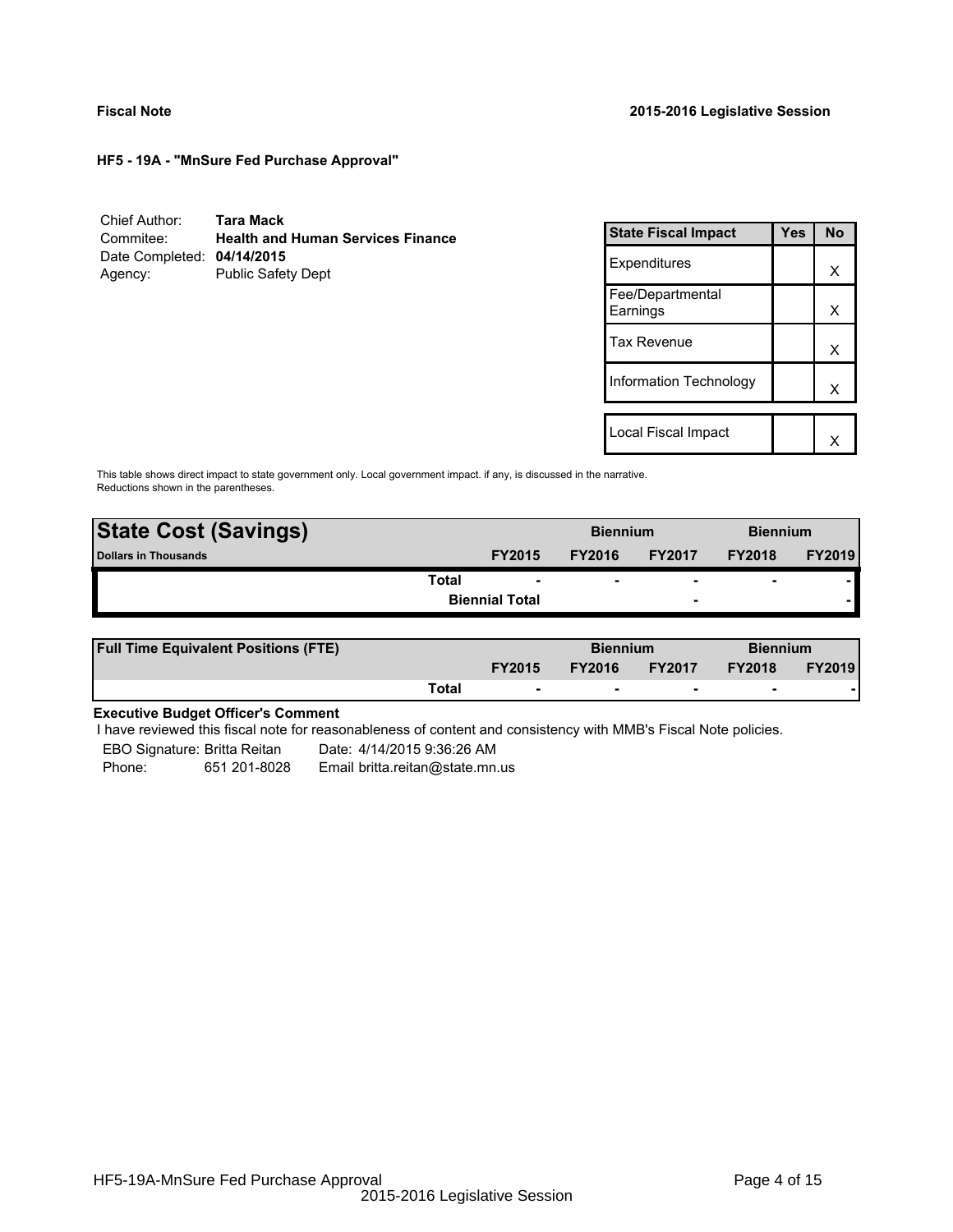**Fiscal Note** **2015-2016 Legislative Session**

**HF5 - 19A - "MnSure Fed Purchase Approval"**

Chief Author: **Tara Mack**
Commitee: **Health and Human Services Finance**
Date Completed: **04/14/2015**
Agency: Public Safety Dept

| State Fiscal Impact | Yes | No |
|---|---|---|
| Expenditures | | X |
| Fee/Departmental Earnings | | X |
| Tax Revenue | | X |
| Information Technology | | X |
| | | |
| Local Fiscal Impact | | X |

This table shows direct impact to state government only. Local government impact. if any, is discussed in the narrative.
Reductions shown in the parentheses.

| **State Cost (Savings)** | | Biennium | | Biennium | |
|---|---|---|---|---|---|
| **Dollars in Thousands** | **FY2015** | **FY2016** | **FY2017** | **FY2018** | **FY2019** |
| **Total** | - | - | - | - | - |
| **Biennial Total** | | | - | | - |

| **Full Time Equivalent Positions (FTE)** | | Biennium | | Biennium | |
|---|---|---|---|---|---|
| | **FY2015** | **FY2016** | **FY2017** | **FY2018** | **FY2019** |
| **Total** | - | - | - | - | - |

**Executive Budget Officer's Comment**

I have reviewed this fiscal note for reasonableness of content and consistency with MMB's Fiscal Note policies.

EBO Signature: Britta Reitan    Date: 4/14/2015 9:36:26 AM
Phone: 651 201-8028    Email britta.reitan@state.mn.us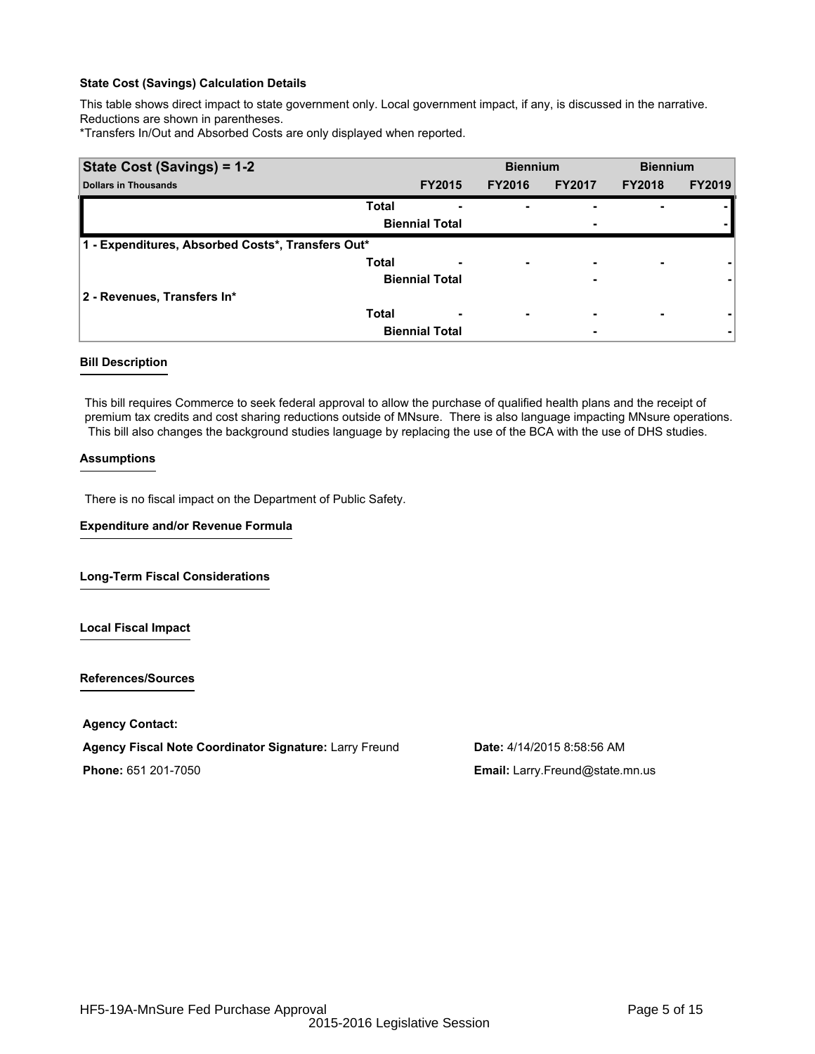**State Cost (Savings) Calculation Details**

This table shows direct impact to state government only. Local government impact, if any, is discussed in the narrative. Reductions are shown in parentheses.

*Transfers In/Out and Absorbed Costs are only displayed when reported.

| State Cost (Savings) = 1-2 | | | Biennium | | Biennium | |
|---|---|---|---|---|---|---|
| Dollars in Thousands | | FY2015 | FY2016 | FY2017 | FY2018 | FY2019 |
| | Total | - | - | - | - | - |
| | Biennial Total | | | - | | - |
| 1 - Expenditures, Absorbed Costs*, Transfers Out* | | | | | | |
| | Total | - | - | - | - | - |
| | Biennial Total | | | - | | - |
| 2 - Revenues, Transfers In* | | | | | | |
| | Total | - | - | - | - | - |
| | Biennial Total | | | - | | - |

**Bill Description**

This bill requires Commerce to seek federal approval to allow the purchase of qualified health plans and the receipt of premium tax credits and cost sharing reductions outside of MNsure. There is also language impacting MNsure operations. This bill also changes the background studies language by replacing the use of the BCA with the use of DHS studies.

**Assumptions**

There is no fiscal impact on the Department of Public Safety.

**Expenditure and/or Revenue Formula**

**Long-Term Fiscal Considerations**

**Local Fiscal Impact**

**References/Sources**

**Agency Contact:**

**Agency Fiscal Note Coordinator Signature:** Larry Freund

**Date:** 4/14/2015 8:58:56 AM

**Phone:** 651 201-7050

**Email:** Larry.Freund@state.mn.us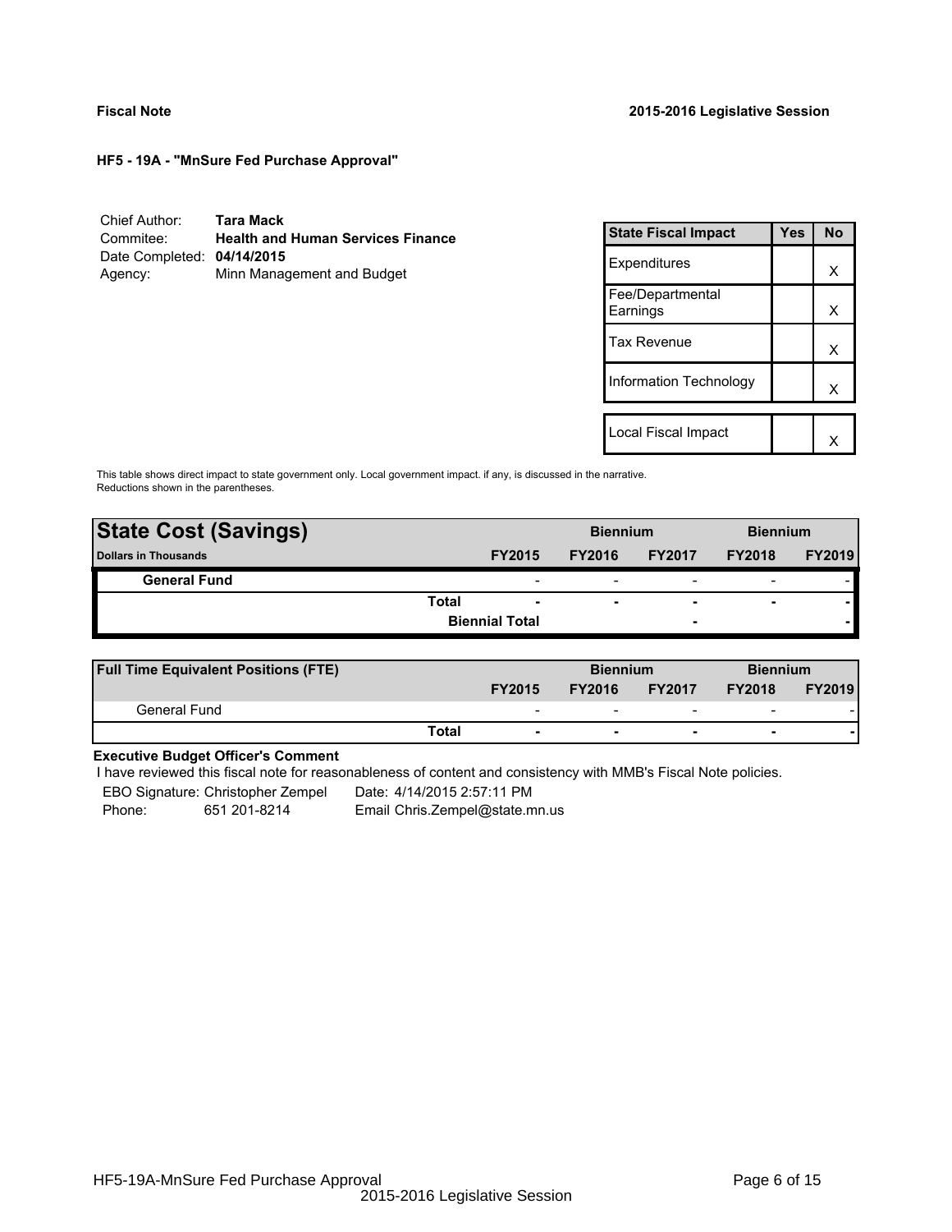**Fiscal Note** **2015-2016 Legislative Session**

**HF5 - 19A - "MnSure Fed Purchase Approval"**

| | |
|---|---|
| Chief Author: | **Tara Mack** |
| Commitee: | **Health and Human Services Finance** |
| Date Completed: | **04/14/2015** |
| Agency: | Minn Management and Budget |

| State Fiscal Impact | Yes | No |
|---|---|---|
| Expenditures | | X |
| Fee/Departmental Earnings | | X |
| Tax Revenue | | X |
| Information Technology | | X |
| Local Fiscal Impact | | X |

This table shows direct impact to state government only. Local government impact. if any, is discussed in the narrative. Reductions shown in the parentheses.

| **State Cost (Savings)** | | Biennium | | Biennium | |
|---|---|---|---|---|---|
| **Dollars in Thousands** | **FY2015** | **FY2016** | **FY2017** | **FY2018** | **FY2019** |
| **General Fund** | - | - | - | - | - |
| **Total** | - | - | - | - | - |
| **Biennial Total** | | | - | | - |

| **Full Time Equivalent Positions (FTE)** | | Biennium | | Biennium | |
|---|---|---|---|---|---|
| | **FY2015** | **FY2016** | **FY2017** | **FY2018** | **FY2019** |
| General Fund | - | - | - | - | - |
| **Total** | - | - | - | - | - |

**Executive Budget Officer's Comment**

I have reviewed this fiscal note for reasonableness of content and consistency with MMB's Fiscal Note policies.

EBO Signature: Christopher Zempel Date: 4/14/2015 2:57:11 PM

Phone: 651 201-8214 Email Chris.Zempel@state.mn.us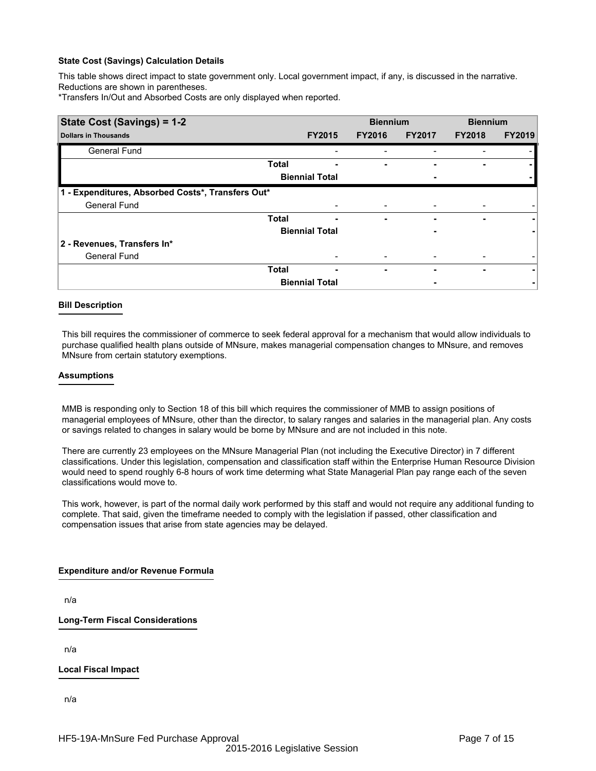**State Cost (Savings) Calculation Details**

This table shows direct impact to state government only. Local government impact, if any, is discussed in the narrative. Reductions are shown in parentheses.

*Transfers In/Out and Absorbed Costs are only displayed when reported.

| State Cost (Savings) = 1-2 | | | Biennium | | Biennium | |
|---|---|---|---|---|---|---|
| Dollars in Thousands | | FY2015 | FY2016 | FY2017 | FY2018 | FY2019 |
| General Fund | | - | - | - | - | - |
| | Total | - | - | - | - | - |
| | Biennial Total | | | - | | - |
| 1 - Expenditures, Absorbed Costs*, Transfers Out* | | | | | | |
| General Fund | | - | - | - | - | - |
| | Total | - | - | - | - | - |
| | Biennial Total | | | - | | - |
| 2 - Revenues, Transfers In* | | | | | | |
| General Fund | | - | - | - | - | - |
| | Total | - | - | - | - | - |
| | Biennial Total | | | - | | - |

**Bill Description**

This bill requires the commissioner of commerce to seek federal approval for a mechanism that would allow individuals to purchase qualified health plans outside of MNsure, makes managerial compensation changes to MNsure, and removes MNsure from certain statutory exemptions.

**Assumptions**

MMB is responding only to Section 18 of this bill which requires the commissioner of MMB to assign positions of managerial employees of MNsure, other than the director, to salary ranges and salaries in the managerial plan. Any costs or savings related to changes in salary would be borne by MNsure and are not included in this note.

There are currently 23 employees on the MNsure Managerial Plan (not including the Executive Director) in 7 different classifications. Under this legislation, compensation and classification staff within the Enterprise Human Resource Division would need to spend roughly 6-8 hours of work time determing what State Managerial Plan pay range each of the seven classifications would move to.

This work, however, is part of the normal daily work performed by this staff and would not require any additional funding to complete. That said, given the timeframe needed to comply with the legislation if passed, other classification and compensation issues that arise from state agencies may be delayed.

**Expenditure and/or Revenue Formula**

n/a

**Long-Term Fiscal Considerations**

n/a

**Local Fiscal Impact**

n/a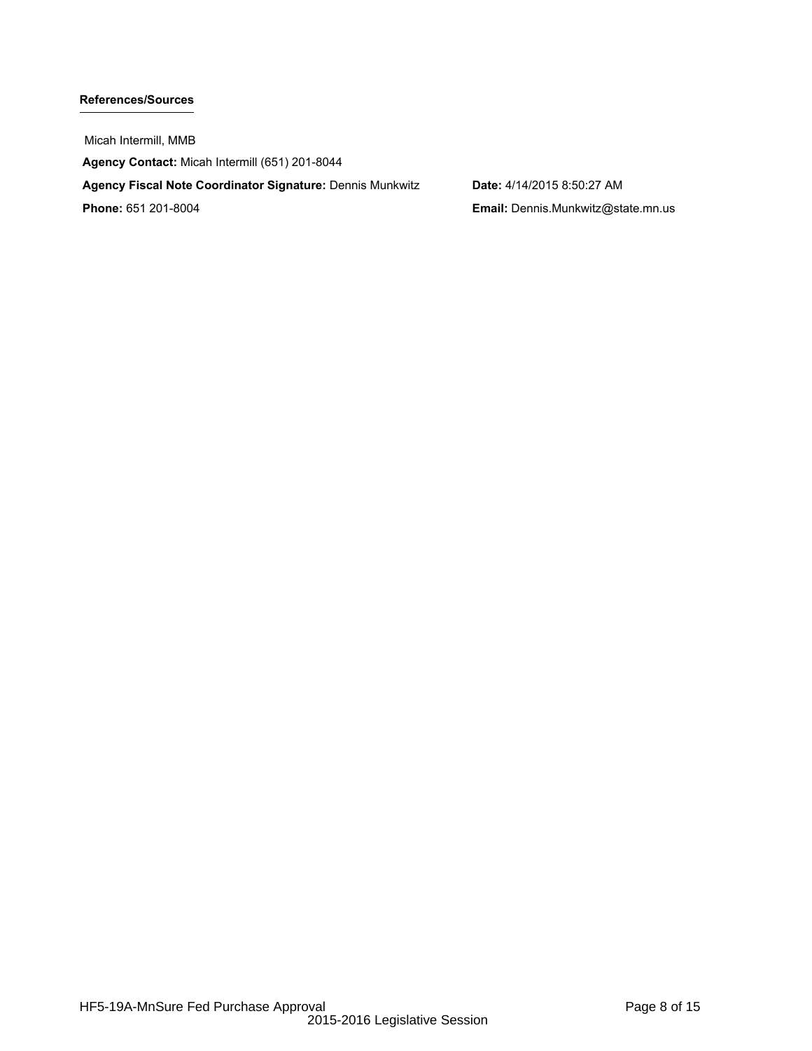**References/Sources**

Micah Intermill, MMB

**Agency Contact:** Micah Intermill (651) 201-8044

**Agency Fiscal Note Coordinator Signature:** Dennis Munkwitz

**Date:** 4/14/2015 8:50:27 AM

**Phone:** 651 201-8004

**Email:** Dennis.Munkwitz@state.mn.us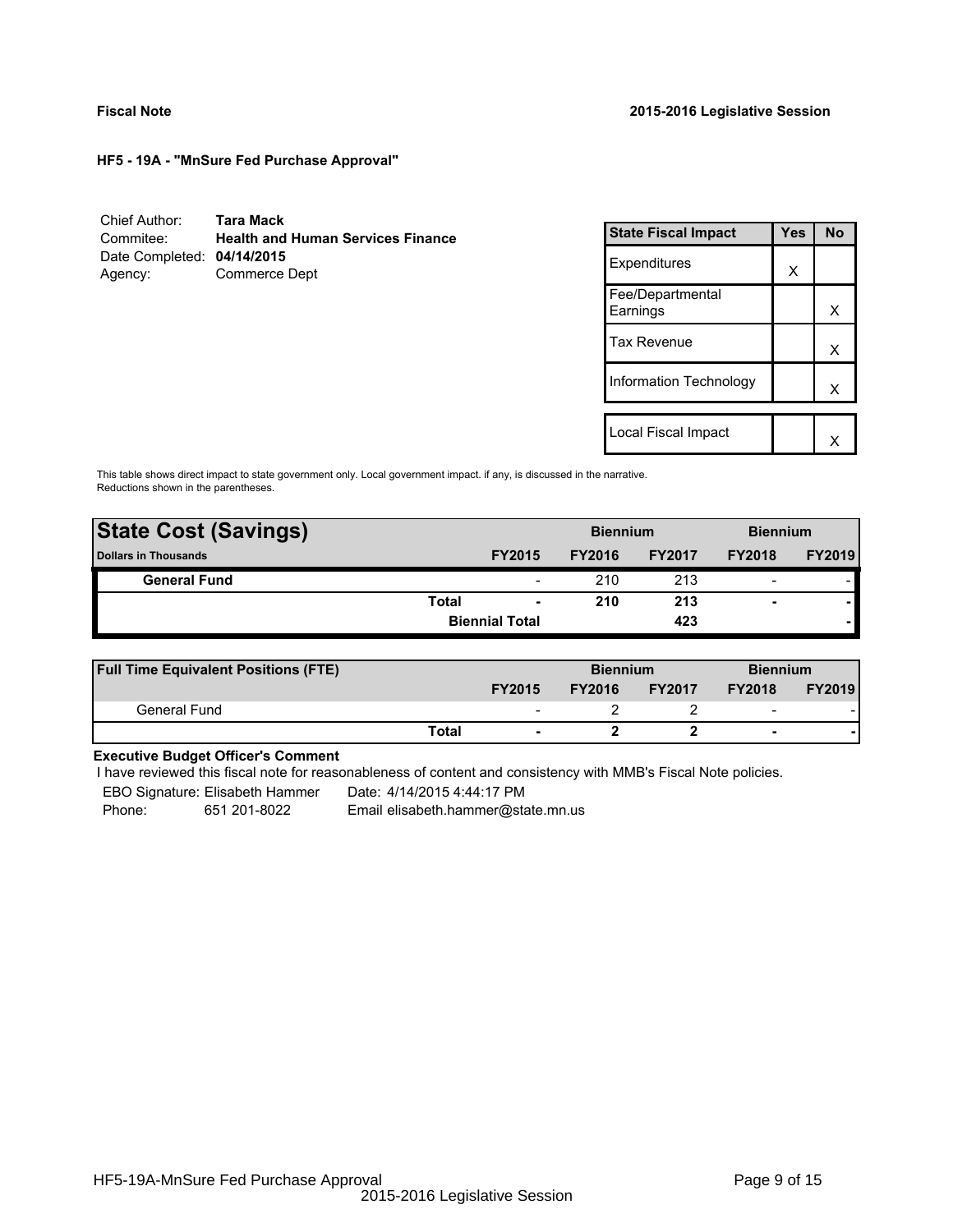**Fiscal Note** **2015-2016 Legislative Session**

**HF5 - 19A - "MnSure Fed Purchase Approval"**

| | |
|---|---|
| Chief Author: | **Tara Mack** |
| Commitee: | **Health and Human Services Finance** |
| Date Completed: | **04/14/2015** |
| Agency: | Commerce Dept |

| State Fiscal Impact | Yes | No |
|---|---|---|
| Expenditures | X | |
| Fee/Departmental Earnings | | X |
| Tax Revenue | | X |
| Information Technology | | X |
| Local Fiscal Impact | | X |

This table shows direct impact to state government only. Local government impact. if any, is discussed in the narrative.
Reductions shown in the parentheses.

| **State Cost (Savings)** | | Biennium | | Biennium | |
|---|---|---|---|---|---|
| **Dollars in Thousands** | **FY2015** | **FY2016** | **FY2017** | **FY2018** | **FY2019** |
| **General Fund** | - | 210 | 213 | - | - |
| **Total** | **-** | **210** | **213** | **-** | **-** |
| **Biennial Total** | | | **423** | | **-** |

| **Full Time Equivalent Positions (FTE)** | | Biennium | | Biennium | |
|---|---|---|---|---|---|
| | **FY2015** | **FY2016** | **FY2017** | **FY2018** | **FY2019** |
| General Fund | - | 2 | 2 | - | - |
| **Total** | **-** | **2** | **2** | **-** | **-** |

**Executive Budget Officer's Comment**

I have reviewed this fiscal note for reasonableness of content and consistency with MMB's Fiscal Note policies.

EBO Signature: Elisabeth Hammer  Date: 4/14/2015 4:44:17 PM
Phone: 651 201-8022  Email elisabeth.hammer@state.mn.us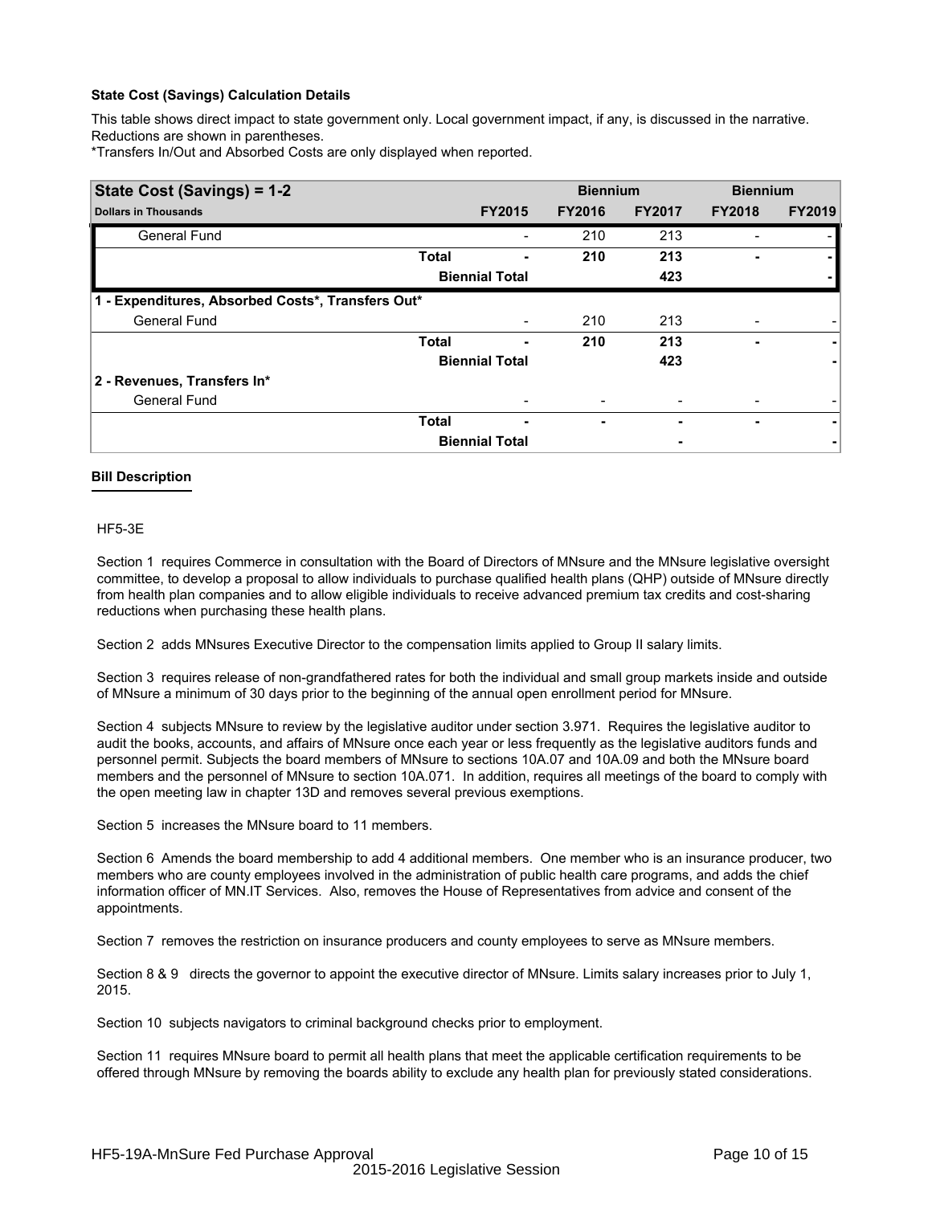**State Cost (Savings) Calculation Details**

This table shows direct impact to state government only. Local government impact, if any, is discussed in the narrative. Reductions are shown in parentheses.
*Transfers In/Out and Absorbed Costs are only displayed when reported.

| State Cost (Savings) = 1-2 | | | Biennium | | Biennium | |
|---|---|---|---|---|---|---|
| **Dollars in Thousands** | | **FY2015** | **FY2016** | **FY2017** | **FY2018** | **FY2019** |
| General Fund | | - | 210 | 213 | - | - |
| | **Total** | **-** | **210** | **213** | **-** | **-** |
| | **Biennial Total** | | | **423** | | **-** |
| **1 - Expenditures, Absorbed Costs*, Transfers Out*** | | | | | | |
| General Fund | | - | 210 | 213 | - | - |
| | **Total** | **-** | **210** | **213** | **-** | **-** |
| | **Biennial Total** | | | **423** | | **-** |
| **2 - Revenues, Transfers In*** | | | | | | |
| General Fund | | - | - | - | - | - |
| | **Total** | **-** | **-** | **-** | **-** | **-** |
| | **Biennial Total** | | | **-** | | **-** |

**Bill Description**

HF5-3E

Section 1 requires Commerce in consultation with the Board of Directors of MNsure and the MNsure legislative oversight committee, to develop a proposal to allow individuals to purchase qualified health plans (QHP) outside of MNsure directly from health plan companies and to allow eligible individuals to receive advanced premium tax credits and cost-sharing reductions when purchasing these health plans.

Section 2 adds MNsures Executive Director to the compensation limits applied to Group II salary limits.

Section 3 requires release of non-grandfathered rates for both the individual and small group markets inside and outside of MNsure a minimum of 30 days prior to the beginning of the annual open enrollment period for MNsure.

Section 4 subjects MNsure to review by the legislative auditor under section 3.971. Requires the legislative auditor to audit the books, accounts, and affairs of MNsure once each year or less frequently as the legislative auditors funds and personnel permit. Subjects the board members of MNsure to sections 10A.07 and 10A.09 and both the MNsure board members and the personnel of MNsure to section 10A.071. In addition, requires all meetings of the board to comply with the open meeting law in chapter 13D and removes several previous exemptions.

Section 5 increases the MNsure board to 11 members.

Section 6 Amends the board membership to add 4 additional members. One member who is an insurance producer, two members who are county employees involved in the administration of public health care programs, and adds the chief information officer of MN.IT Services. Also, removes the House of Representatives from advice and consent of the appointments.

Section 7 removes the restriction on insurance producers and county employees to serve as MNsure members.

Section 8 & 9 directs the governor to appoint the executive director of MNsure. Limits salary increases prior to July 1, 2015.

Section 10 subjects navigators to criminal background checks prior to employment.

Section 11 requires MNsure board to permit all health plans that meet the applicable certification requirements to be offered through MNsure by removing the boards ability to exclude any health plan for previously stated considerations.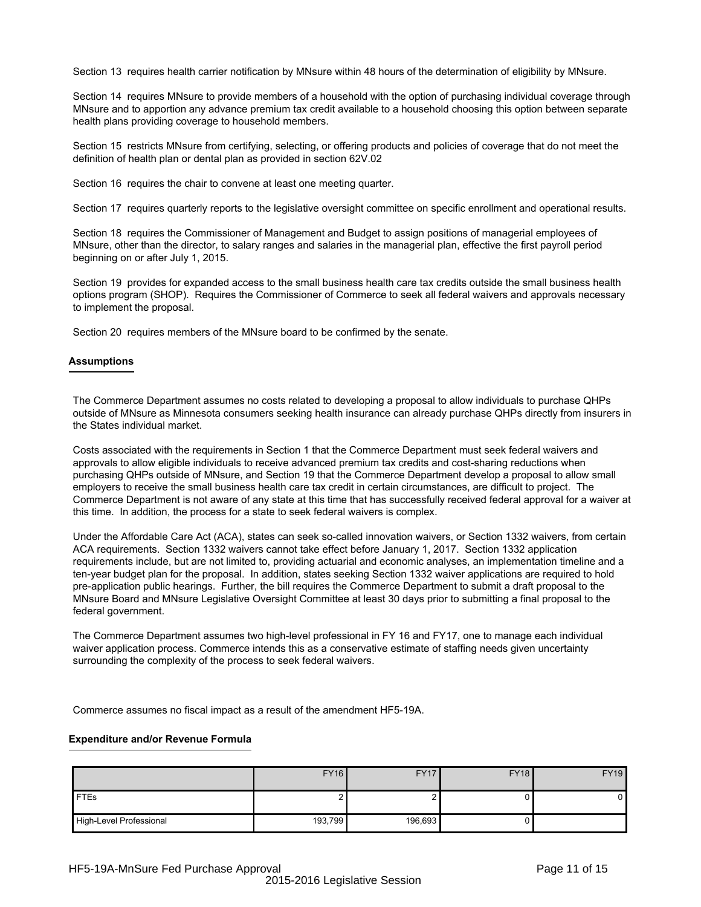Section 13 requires health carrier notification by MNsure within 48 hours of the determination of eligibility by MNsure.

Section 14 requires MNsure to provide members of a household with the option of purchasing individual coverage through MNsure and to apportion any advance premium tax credit available to a household choosing this option between separate health plans providing coverage to household members.

Section 15 restricts MNsure from certifying, selecting, or offering products and policies of coverage that do not meet the definition of health plan or dental plan as provided in section 62V.02

Section 16 requires the chair to convene at least one meeting quarter.

Section 17 requires quarterly reports to the legislative oversight committee on specific enrollment and operational results.

Section 18 requires the Commissioner of Management and Budget to assign positions of managerial employees of MNsure, other than the director, to salary ranges and salaries in the managerial plan, effective the first payroll period beginning on or after July 1, 2015.

Section 19 provides for expanded access to the small business health care tax credits outside the small business health options program (SHOP). Requires the Commissioner of Commerce to seek all federal waivers and approvals necessary to implement the proposal.

Section 20 requires members of the MNsure board to be confirmed by the senate.

## Assumptions

The Commerce Department assumes no costs related to developing a proposal to allow individuals to purchase QHPs outside of MNsure as Minnesota consumers seeking health insurance can already purchase QHPs directly from insurers in the States individual market.

Costs associated with the requirements in Section 1 that the Commerce Department must seek federal waivers and approvals to allow eligible individuals to receive advanced premium tax credits and cost-sharing reductions when purchasing QHPs outside of MNsure, and Section 19 that the Commerce Department develop a proposal to allow small employers to receive the small business health care tax credit in certain circumstances, are difficult to project. The Commerce Department is not aware of any state at this time that has successfully received federal approval for a waiver at this time. In addition, the process for a state to seek federal waivers is complex.

Under the Affordable Care Act (ACA), states can seek so-called innovation waivers, or Section 1332 waivers, from certain ACA requirements. Section 1332 waivers cannot take effect before January 1, 2017. Section 1332 application requirements include, but are not limited to, providing actuarial and economic analyses, an implementation timeline and a ten-year budget plan for the proposal. In addition, states seeking Section 1332 waiver applications are required to hold pre-application public hearings. Further, the bill requires the Commerce Department to submit a draft proposal to the MNsure Board and MNsure Legislative Oversight Committee at least 30 days prior to submitting a final proposal to the federal government.

The Commerce Department assumes two high-level professional in FY 16 and FY17, one to manage each individual waiver application process. Commerce intends this as a conservative estimate of staffing needs given uncertainty surrounding the complexity of the process to seek federal waivers.

Commerce assumes no fiscal impact as a result of the amendment HF5-19A.

## Expenditure and/or Revenue Formula

| | FY16 | FY17 | FY18 | FY19 |
|---|---|---|---|---|
| FTEs | 2 | 2 | 0 | 0 |
| High-Level Professional | 193,799 | 196,693 | 0 | |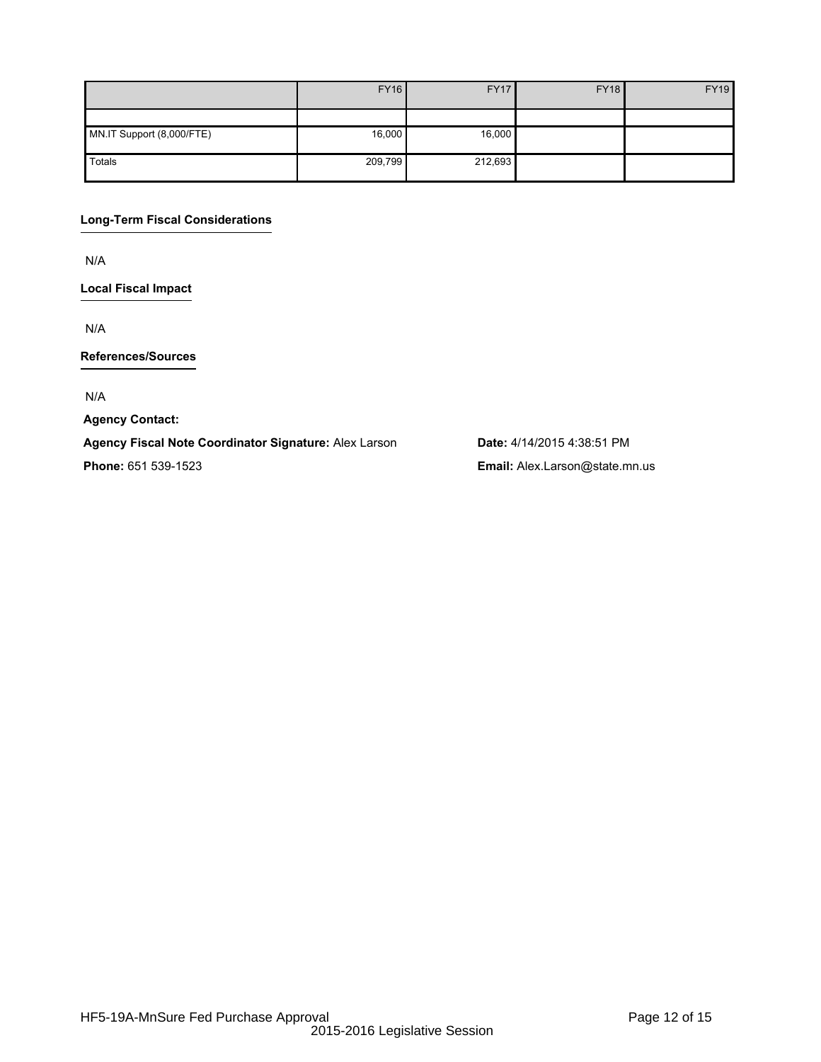| | FY16 | FY17 | FY18 | FY19 |
|---|---|---|---|---|
| | | | | |
| MN.IT Support (8,000/FTE) | 16,000 | 16,000 | | |
| Totals | 209,799 | 212,693 | | |

**Long-Term Fiscal Considerations**

N/A

**Local Fiscal Impact**

N/A

**References/Sources**

N/A

**Agency Contact:**

**Agency Fiscal Note Coordinator Signature:** Alex Larson

**Date:** 4/14/2015 4:38:51 PM

**Phone:** 651 539-1523

**Email:** Alex.Larson@state.mn.us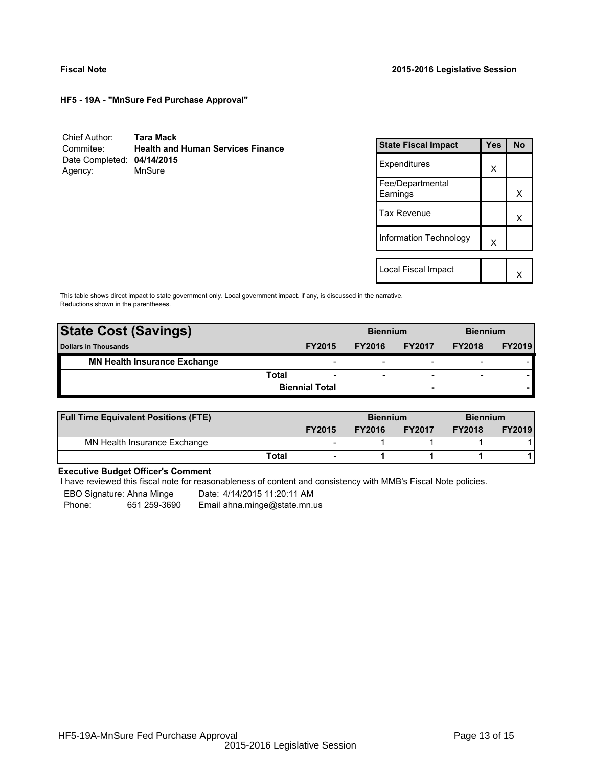**Fiscal Note** **2015-2016 Legislative Session**

**HF5 - 19A - "MnSure Fed Purchase Approval"**

Chief Author: **Tara Mack**
Commitee: **Health and Human Services Finance**
Date Completed: **04/14/2015**
Agency: MnSure

| State Fiscal Impact | Yes | No |
|---|---|---|
| Expenditures | X | |
| Fee/Departmental Earnings | | X |
| Tax Revenue | | X |
| Information Technology | X | |
| Local Fiscal Impact | | X |

This table shows direct impact to state government only. Local government impact. if any, is discussed in the narrative. Reductions shown in the parentheses.

| State Cost (Savings) | | Biennium | | Biennium | |
|---|---|---|---|---|---|
| Dollars in Thousands | FY2015 | FY2016 | FY2017 | FY2018 | FY2019 |
| **MN Health Insurance Exchange** | - | - | - | - | - |
| **Total** | - | - | - | - | - |
| **Biennial Total** | | | - | | - |

| Full Time Equivalent Positions (FTE) | | Biennium | | Biennium | |
|---|---|---|---|---|---|
| | FY2015 | FY2016 | FY2017 | FY2018 | FY2019 |
| MN Health Insurance Exchange | - | 1 | 1 | 1 | 1 |
| **Total** | - | 1 | 1 | 1 | 1 |

**Executive Budget Officer's Comment**

I have reviewed this fiscal note for reasonableness of content and consistency with MMB's Fiscal Note policies.

EBO Signature: Ahna Minge Date: 4/14/2015 11:20:11 AM
Phone: 651 259-3690 Email ahna.minge@state.mn.us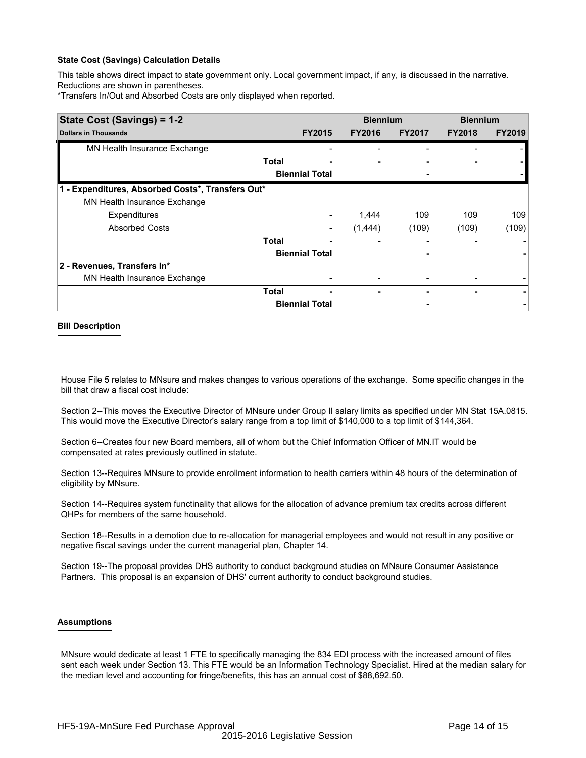**State Cost (Savings) Calculation Details**

This table shows direct impact to state government only. Local government impact, if any, is discussed in the narrative. Reductions are shown in parentheses.

*Transfers In/Out and Absorbed Costs are only displayed when reported.

| State Cost (Savings) = 1-2 | | | Biennium | | Biennium | |
|---|---|---|---|---|---|---|
| Dollars in Thousands | | FY2015 | FY2016 | FY2017 | FY2018 | FY2019 |
| MN Health Insurance Exchange | | - | - | - | - | - |
| | Total | - | - | - | - | - |
| | Biennial Total | | | - | | - |
| **1 - Expenditures, Absorbed Costs*, Transfers Out*** | | | | | | |
| MN Health Insurance Exchange | | | | | | |
| Expenditures | | - | 1,444 | 109 | 109 | 109 |
| Absorbed Costs | | - | (1,444) | (109) | (109) | (109) |
| | Total | - | - | - | - | - |
| | Biennial Total | | | - | | - |
| **2 - Revenues, Transfers In*** | | | | | | |
| MN Health Insurance Exchange | | - | - | - | - | - |
| | Total | - | - | - | - | - |
| | Biennial Total | | | - | | - |

**Bill Description**

House File 5 relates to MNsure and makes changes to various operations of the exchange. Some specific changes in the bill that draw a fiscal cost include:

Section 2--This moves the Executive Director of MNsure under Group II salary limits as specified under MN Stat 15A.0815. This would move the Executive Director's salary range from a top limit of $140,000 to a top limit of $144,364.

Section 6--Creates four new Board members, all of whom but the Chief Information Officer of MN.IT would be compensated at rates previously outlined in statute.

Section 13--Requires MNsure to provide enrollment information to health carriers within 48 hours of the determination of eligibility by MNsure.

Section 14--Requires system functinality that allows for the allocation of advance premium tax credits across different QHPs for members of the same household.

Section 18--Results in a demotion due to re-allocation for managerial employees and would not result in any positive or negative fiscal savings under the current managerial plan, Chapter 14.

Section 19--The proposal provides DHS authority to conduct background studies on MNsure Consumer Assistance Partners. This proposal is an expansion of DHS' current authority to conduct background studies.

**Assumptions**

MNsure would dedicate at least 1 FTE to specifically managing the 834 EDI process with the increased amount of files sent each week under Section 13. This FTE would be an Information Technology Specialist. Hired at the median salary for the median level and accounting for fringe/benefits, this has an annual cost of $88,692.50.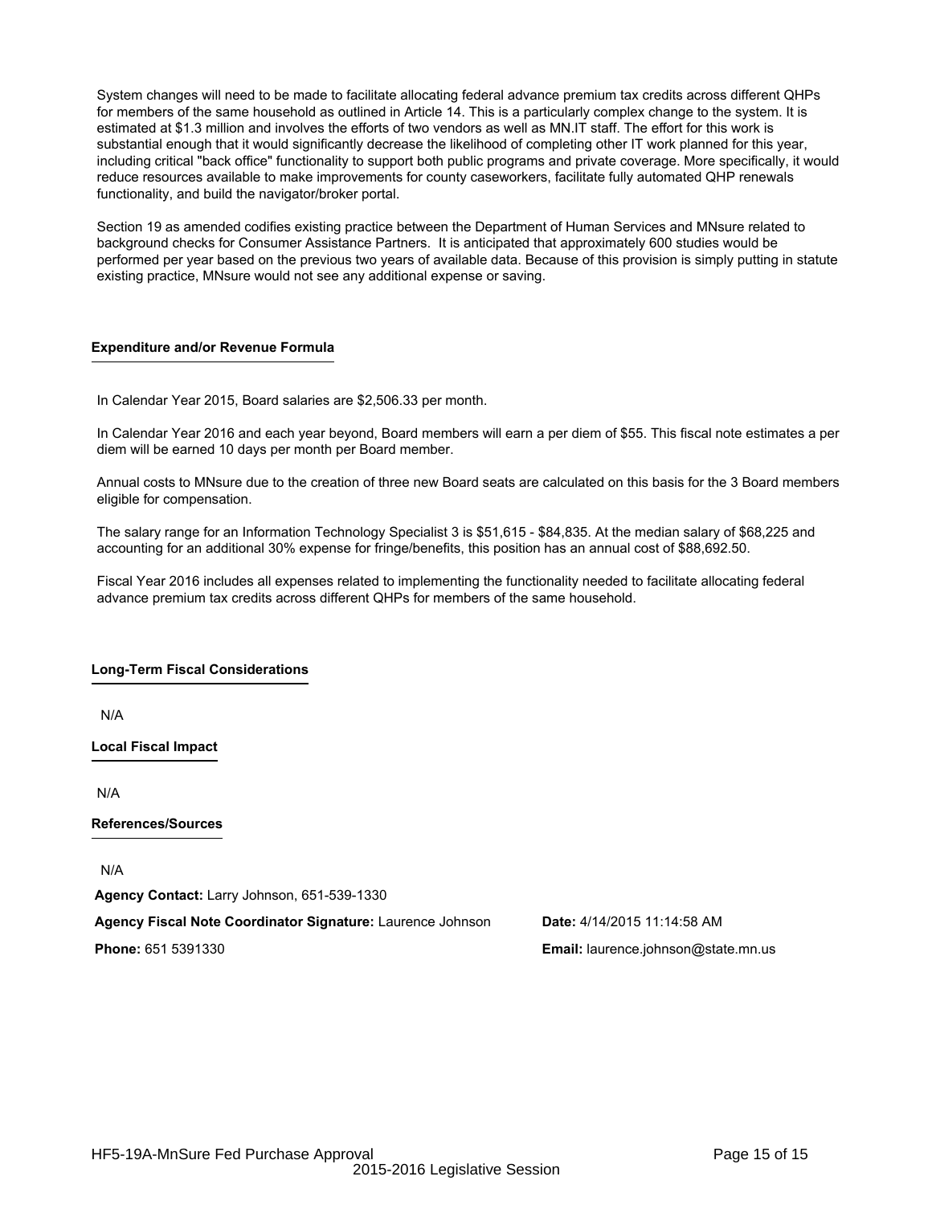System changes will need to be made to facilitate allocating federal advance premium tax credits across different QHPs for members of the same household as outlined in Article 14. This is a particularly complex change to the system. It is estimated at $1.3 million and involves the efforts of two vendors as well as MN.IT staff. The effort for this work is substantial enough that it would significantly decrease the likelihood of completing other IT work planned for this year, including critical "back office" functionality to support both public programs and private coverage. More specifically, it would reduce resources available to make improvements for county caseworkers, facilitate fully automated QHP renewals functionality, and build the navigator/broker portal.

Section 19 as amended codifies existing practice between the Department of Human Services and MNsure related to background checks for Consumer Assistance Partners. It is anticipated that approximately 600 studies would be performed per year based on the previous two years of available data. Because of this provision is simply putting in statute existing practice, MNsure would not see any additional expense or saving.

## Expenditure and/or Revenue Formula

In Calendar Year 2015, Board salaries are $2,506.33 per month.

In Calendar Year 2016 and each year beyond, Board members will earn a per diem of $55. This fiscal note estimates a per diem will be earned 10 days per month per Board member.

Annual costs to MNsure due to the creation of three new Board seats are calculated on this basis for the 3 Board members eligible for compensation.

The salary range for an Information Technology Specialist 3 is $51,615 - $84,835. At the median salary of $68,225 and accounting for an additional 30% expense for fringe/benefits, this position has an annual cost of $88,692.50.

Fiscal Year 2016 includes all expenses related to implementing the functionality needed to facilitate allocating federal advance premium tax credits across different QHPs for members of the same household.

## Long-Term Fiscal Considerations

N/A

## Local Fiscal Impact

N/A

## References/Sources

N/A

**Agency Contact:** Larry Johnson, 651-539-1330

**Agency Fiscal Note Coordinator Signature:** Laurence Johnson

**Date:** 4/14/2015 11:14:58 AM

**Phone:** 651 5391330

**Email:** laurence.johnson@state.mn.us